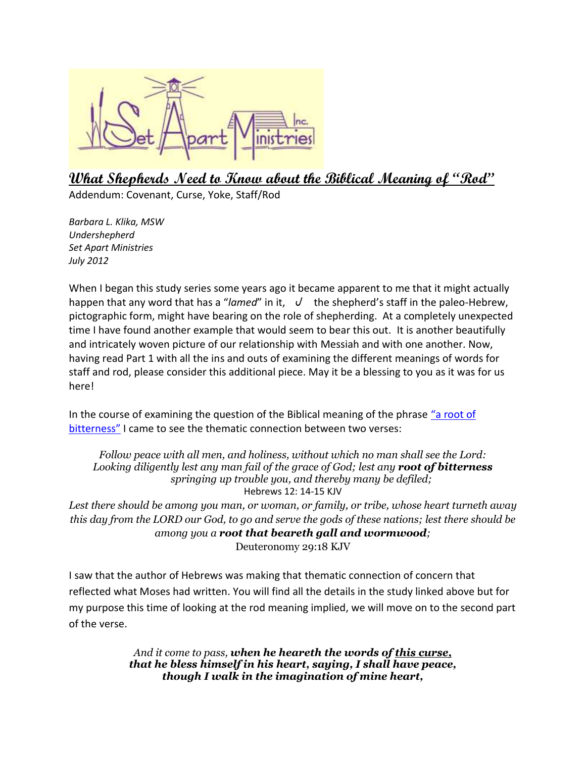# What Shepherds Need to Know about the Biblical Meaning of "Rod"

Addendum: Covenant, Curse, Yoke, Staff/Rod

*Barbara L. Klika, MSW*
*Undershepherd*
*Set Apart Ministries*
*July 2012*

When I began this study series some years ago it became apparent to me that it might actually happen that any word that has a "*lamed*" in it, ل the shepherd's staff in the paleo-Hebrew, pictographic form, might have bearing on the role of shepherding. At a completely unexpected time I have found another example that would seem to bear this out. It is another beautifully and intricately woven picture of our relationship with Messiah and with one another. Now, having read Part 1 with all the ins and outs of examining the different meanings of words for staff and rod, please consider this additional piece. May it be a blessing to you as it was for us here!

In the course of examining the question of the Biblical meaning of the phrase "a root of bitterness" I came to see the thematic connection between two verses:

> *Follow peace with all men, and holiness, without which no man shall see the Lord: Looking diligently lest any man fail of the grace of God; lest any* ***root of bitterness*** *springing up trouble you, and thereby many be defiled;*
> Hebrews 12: 14-15 KJV
>
> *Lest there should be among you man, or woman, or family, or tribe, whose heart turneth away this day from the LORD our God, to go and serve the gods of these nations; lest there should be among you a* ***root that beareth gall and wormwood****;*
> Deuteronomy 29:18 KJV

I saw that the author of Hebrews was making that thematic connection of concern that reflected what Moses had written. You will find all the details in the study linked above but for my purpose this time of looking at the rod meaning implied, we will move on to the second part of the verse.

> *And it come to pass,* ***when he heareth the words of <u>this curse,</u> that he bless himself in his heart, saying, I shall have peace, though I walk in the imagination of mine heart,***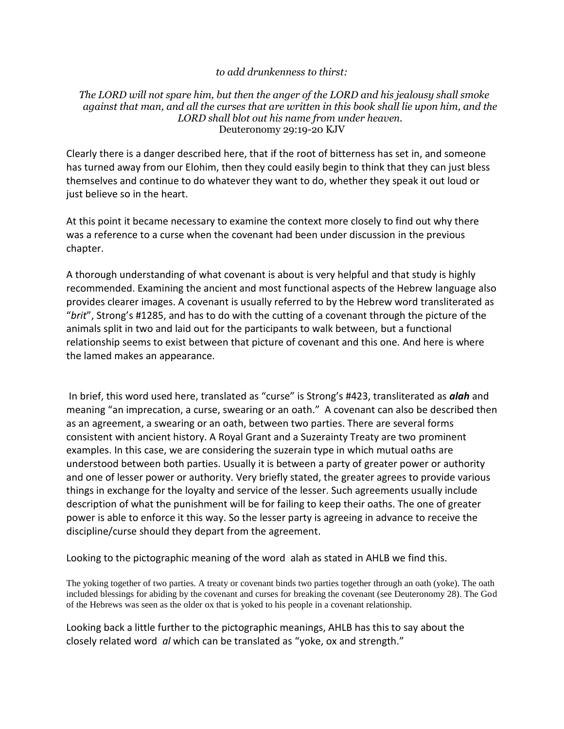*to add drunkenness to thirst:*

*The LORD will not spare him, but then the anger of the LORD and his jealousy shall smoke against that man, and all the curses that are written in this book shall lie upon him, and the LORD shall blot out his name from under heaven.*
Deuteronomy 29:19-20 KJV

Clearly there is a danger described here, that if the root of bitterness has set in, and someone has turned away from our Elohim, then they could easily begin to think that they can just bless themselves and continue to do whatever they want to do, whether they speak it out loud or just believe so in the heart.

At this point it became necessary to examine the context more closely to find out why there was a reference to a curse when the covenant had been under discussion in the previous chapter.

A thorough understanding of what covenant is about is very helpful and that study is highly recommended. Examining the ancient and most functional aspects of the Hebrew language also provides clearer images. A covenant is usually referred to by the Hebrew word transliterated as "*brit*", Strong's #1285, and has to do with the cutting of a covenant through the picture of the animals split in two and laid out for the participants to walk between, but a functional relationship seems to exist between that picture of covenant and this one. And here is where the lamed makes an appearance.

In brief, this word used here, translated as "curse" is Strong's #423, transliterated as ***alah*** and meaning "an imprecation, a curse, swearing or an oath." A covenant can also be described then as an agreement, a swearing or an oath, between two parties. There are several forms consistent with ancient history. A Royal Grant and a Suzerainty Treaty are two prominent examples. In this case, we are considering the suzerain type in which mutual oaths are understood between both parties. Usually it is between a party of greater power or authority and one of lesser power or authority. Very briefly stated, the greater agrees to provide various things in exchange for the loyalty and service of the lesser. Such agreements usually include description of what the punishment will be for failing to keep their oaths. The one of greater power is able to enforce it this way. So the lesser party is agreeing in advance to receive the discipline/curse should they depart from the agreement.

Looking to the pictographic meaning of the word alah as stated in AHLB we find this.

The yoking together of two parties. A treaty or covenant binds two parties together through an oath (yoke). The oath included blessings for abiding by the covenant and curses for breaking the covenant (see Deuteronomy 28). The God of the Hebrews was seen as the older ox that is yoked to his people in a covenant relationship.

Looking back a little further to the pictographic meanings, AHLB has this to say about the closely related word *al* which can be translated as "yoke, ox and strength."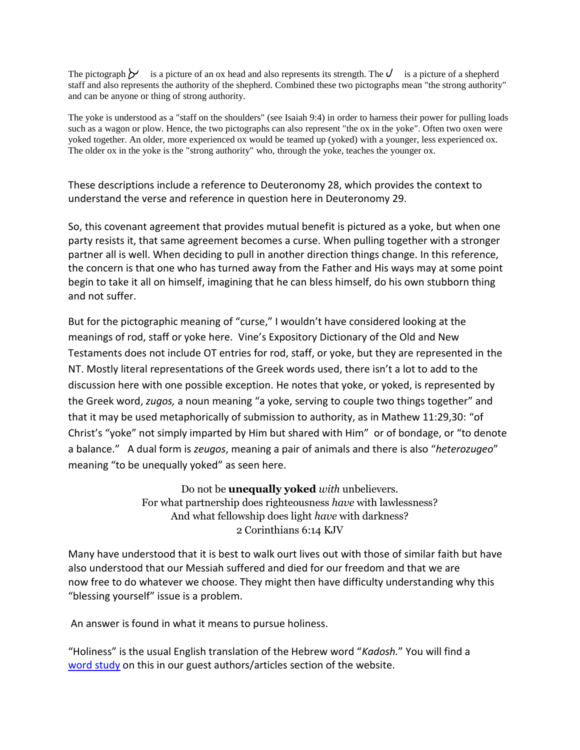The pictograph ♉ is a picture of an ox head and also represents its strength. The ᒍ is a picture of a shepherd staff and also represents the authority of the shepherd. Combined these two pictographs mean "the strong authority" and can be anyone or thing of strong authority.

The yoke is understood as a "staff on the shoulders" (see Isaiah 9:4) in order to harness their power for pulling loads such as a wagon or plow. Hence, the two pictographs can also represent "the ox in the yoke". Often two oxen were yoked together. An older, more experienced ox would be teamed up (yoked) with a younger, less experienced ox. The older ox in the yoke is the "strong authority" who, through the yoke, teaches the younger ox.

These descriptions include a reference to Deuteronomy 28, which provides the context to understand the verse and reference in question here in Deuteronomy 29.

So, this covenant agreement that provides mutual benefit is pictured as a yoke, but when one party resists it, that same agreement becomes a curse. When pulling together with a stronger partner all is well. When deciding to pull in another direction things change. In this reference, the concern is that one who has turned away from the Father and His ways may at some point begin to take it all on himself, imagining that he can bless himself, do his own stubborn thing and not suffer.

But for the pictographic meaning of "curse," I wouldn't have considered looking at the meanings of rod, staff or yoke here. Vine's Expository Dictionary of the Old and New Testaments does not include OT entries for rod, staff, or yoke, but they are represented in the NT. Mostly literal representations of the Greek words used, there isn't a lot to add to the discussion here with one possible exception. He notes that yoke, or yoked, is represented by the Greek word, *zugos,* a noun meaning "a yoke, serving to couple two things together" and that it may be used metaphorically of submission to authority, as in Mathew 11:29,30: "of Christ's "yoke" not simply imparted by Him but shared with Him" or of bondage, or "to denote a balance." A dual form is *zeugos*, meaning a pair of animals and there is also "*heterozugeo*" meaning "to be unequally yoked" as seen here.

> Do not be **unequally yoked** *with* unbelievers.
> For what partnership does righteousness *have* with lawlessness?
> And what fellowship does light *have* with darkness?
> 2 Corinthians 6:14 KJV

Many have understood that it is best to walk ourt lives out with those of similar faith but have also understood that our Messiah suffered and died for our freedom and that we are now free to do whatever we choose. They might then have difficulty understanding why this "blessing yourself" issue is a problem.

An answer is found in what it means to pursue holiness.

"Holiness" is the usual English translation of the Hebrew word "*Kadosh.*" You will find a word study on this in our guest authors/articles section of the website.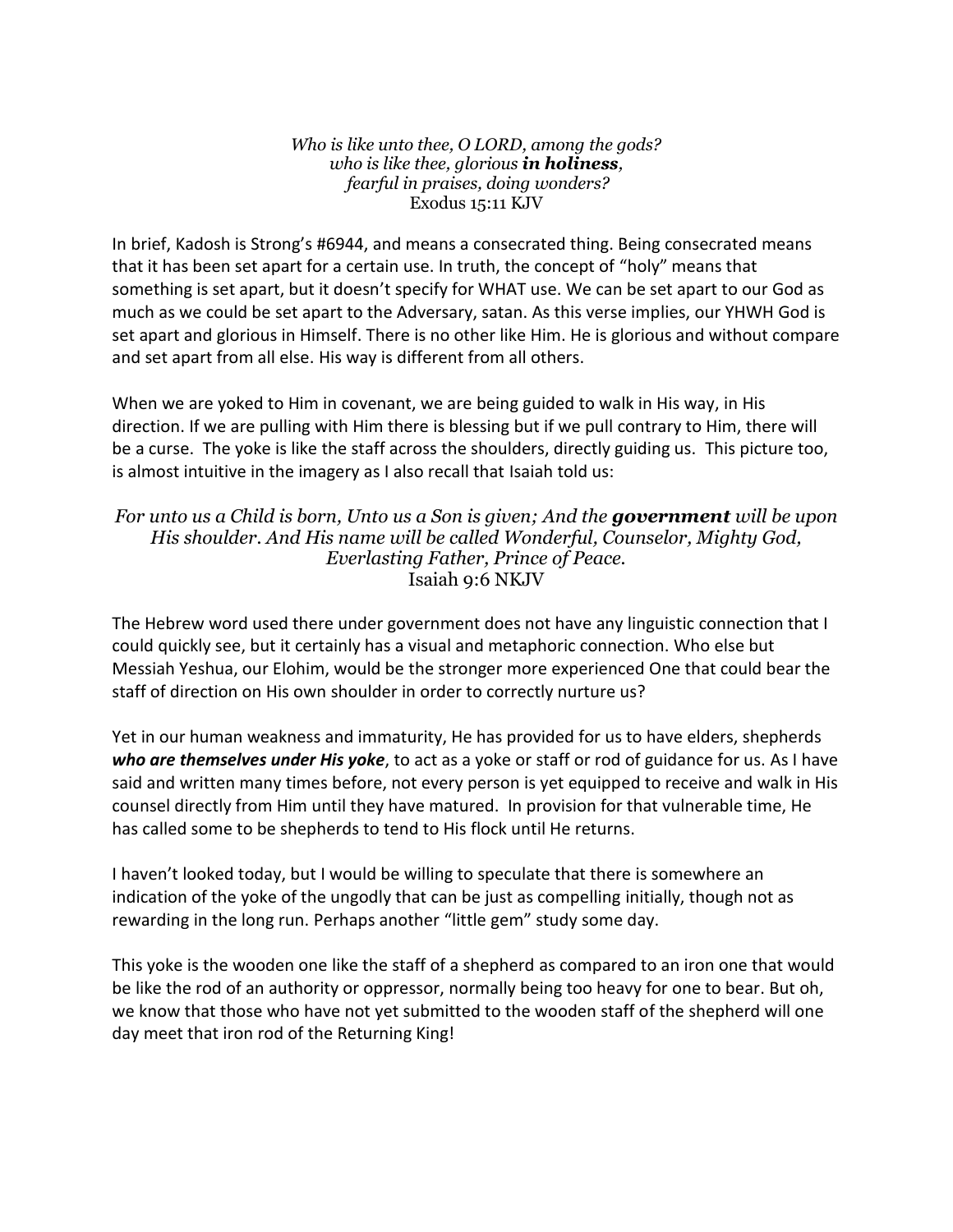*Who is like unto thee, O LORD, among the gods?*
*who is like thee, glorious **in holiness**,*
*fearful in praises, doing wonders?*
Exodus 15:11 KJV

In brief, Kadosh is Strong's #6944, and means a consecrated thing. Being consecrated means that it has been set apart for a certain use. In truth, the concept of "holy" means that something is set apart, but it doesn't specify for WHAT use. We can be set apart to our God as much as we could be set apart to the Adversary, satan. As this verse implies, our YHWH God is set apart and glorious in Himself. There is no other like Him. He is glorious and without compare and set apart from all else. His way is different from all others.

When we are yoked to Him in covenant, we are being guided to walk in His way, in His direction. If we are pulling with Him there is blessing but if we pull contrary to Him, there will be a curse. The yoke is like the staff across the shoulders, directly guiding us. This picture too, is almost intuitive in the imagery as I also recall that Isaiah told us:

*For unto us a Child is born, Unto us a Son is given; And the **government** will be upon His shoulder. And His name will be called Wonderful, Counselor, Mighty God, Everlasting Father, Prince of Peace.*
Isaiah 9:6 NKJV

The Hebrew word used there under government does not have any linguistic connection that I could quickly see, but it certainly has a visual and metaphoric connection. Who else but Messiah Yeshua, our Elohim, would be the stronger more experienced One that could bear the staff of direction on His own shoulder in order to correctly nurture us?

Yet in our human weakness and immaturity, He has provided for us to have elders, shepherds ***who are themselves under His yoke***, to act as a yoke or staff or rod of guidance for us. As I have said and written many times before, not every person is yet equipped to receive and walk in His counsel directly from Him until they have matured. In provision for that vulnerable time, He has called some to be shepherds to tend to His flock until He returns.

I haven't looked today, but I would be willing to speculate that there is somewhere an indication of the yoke of the ungodly that can be just as compelling initially, though not as rewarding in the long run. Perhaps another "little gem" study some day.

This yoke is the wooden one like the staff of a shepherd as compared to an iron one that would be like the rod of an authority or oppressor, normally being too heavy for one to bear. But oh, we know that those who have not yet submitted to the wooden staff of the shepherd will one day meet that iron rod of the Returning King!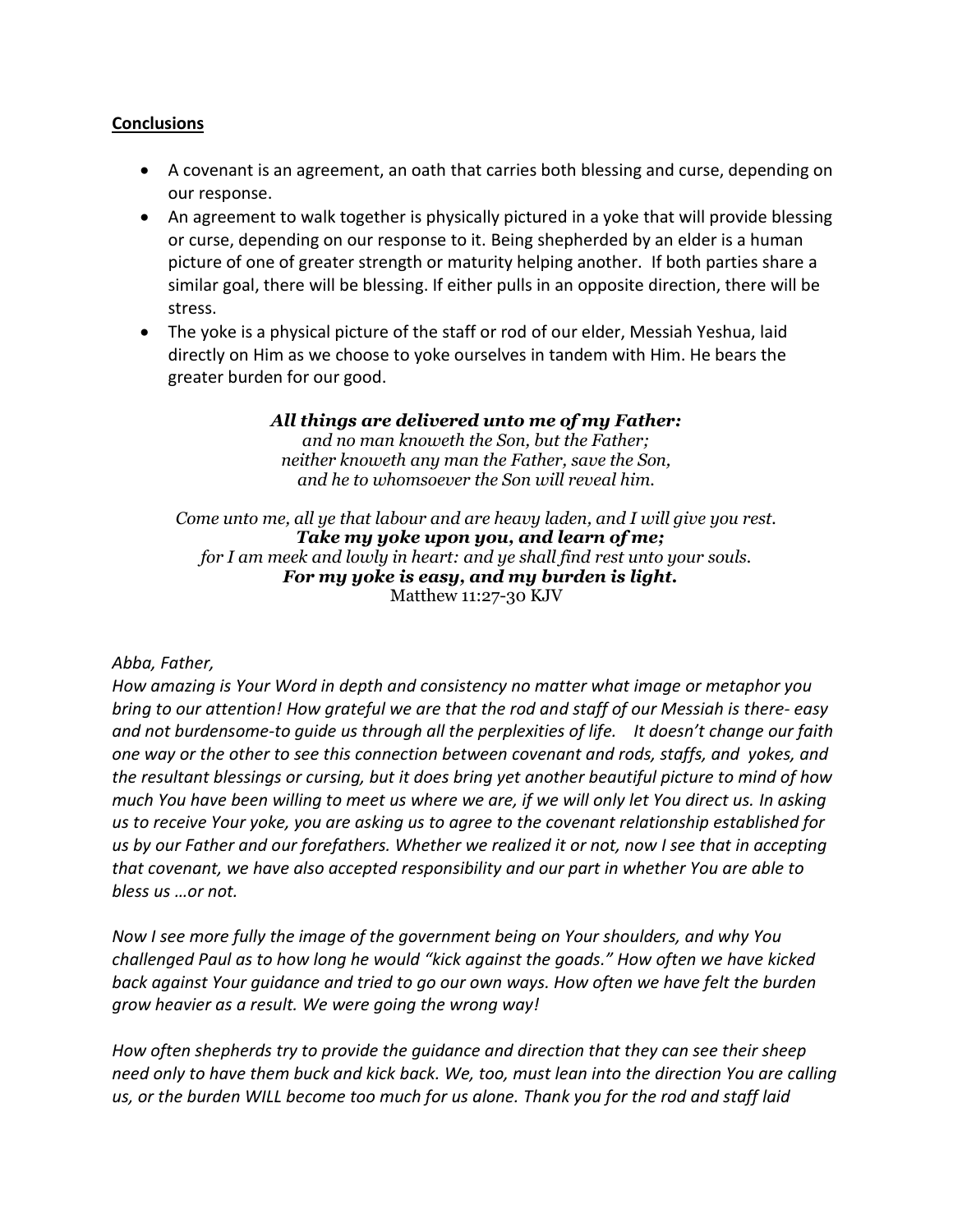**Conclusions**

- A covenant is an agreement, an oath that carries both blessing and curse, depending on our response.
- An agreement to walk together is physically pictured in a yoke that will provide blessing or curse, depending on our response to it. Being shepherded by an elder is a human picture of one of greater strength or maturity helping another. If both parties share a similar goal, there will be blessing. If either pulls in an opposite direction, there will be stress.
- The yoke is a physical picture of the staff or rod of our elder, Messiah Yeshua, laid directly on Him as we choose to yoke ourselves in tandem with Him. He bears the greater burden for our good.

***All things are delivered unto me of my Father:***
*and no man knoweth the Son, but the Father;*
*neither knoweth any man the Father, save the Son,*
*and he to whomsoever the Son will reveal him.*

*Come unto me, all ye that labour and are heavy laden, and I will give you rest.*
***Take my yoke upon you, and learn of me;***
*for I am meek and lowly in heart: and ye shall find rest unto your souls.*
***For my yoke is easy, and my burden is light.***
Matthew 11:27-30 KJV

*Abba, Father,*
*How amazing is Your Word in depth and consistency no matter what image or metaphor you bring to our attention! How grateful we are that the rod and staff of our Messiah is there- easy and not burdensome-to guide us through all the perplexities of life. It doesn't change our faith one way or the other to see this connection between covenant and rods, staffs, and yokes, and the resultant blessings or cursing, but it does bring yet another beautiful picture to mind of how much You have been willing to meet us where we are, if we will only let You direct us. In asking us to receive Your yoke, you are asking us to agree to the covenant relationship established for us by our Father and our forefathers. Whether we realized it or not, now I see that in accepting that covenant, we have also accepted responsibility and our part in whether You are able to bless us …or not.*

*Now I see more fully the image of the government being on Your shoulders, and why You challenged Paul as to how long he would "kick against the goads." How often we have kicked back against Your guidance and tried to go our own ways. How often we have felt the burden grow heavier as a result. We were going the wrong way!*

*How often shepherds try to provide the guidance and direction that they can see their sheep need only to have them buck and kick back. We, too, must lean into the direction You are calling us, or the burden WILL become too much for us alone. Thank you for the rod and staff laid*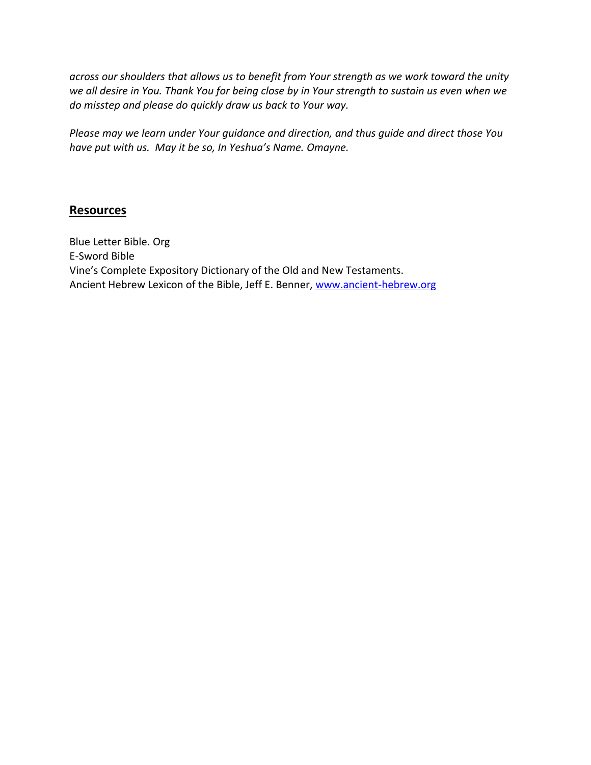*across our shoulders that allows us to benefit from Your strength as we work toward the unity we all desire in You. Thank You for being close by in Your strength to sustain us even when we do misstep and please do quickly draw us back to Your way.*

*Please may we learn under Your guidance and direction, and thus guide and direct those You have put with us. May it be so, In Yeshua's Name. Omayne.*

## Resources

Blue Letter Bible. Org
E-Sword Bible
Vine's Complete Expository Dictionary of the Old and New Testaments.
Ancient Hebrew Lexicon of the Bible, Jeff E. Benner, www.ancient-hebrew.org